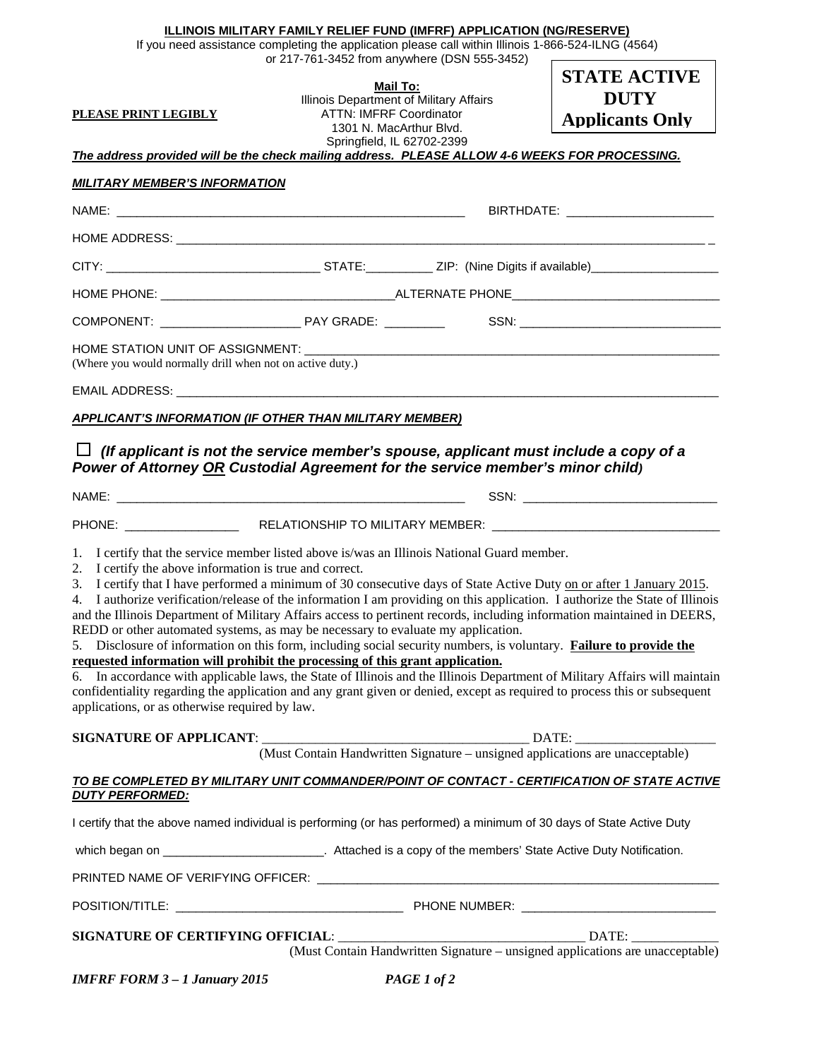**ILLINOIS MILITARY FAMILY RELIEF FUND (IMFRF) APPLICATION (NG/RESERVE)**

If you need assistance completing the application please call within Illinois 1-866-524-ILNG (4564) or 217-761-3452 from anywhere (DSN 555-3452)

**STATE ACTIVE DUTY Applicants Only**

**PLEASE PRINT LEGIBLY**

**Mail To:**
Illinois Department of Military Affairs
ATTN: IMFRF Coordinator
1301 N. MacArthur Blvd.
Springfield, IL 62702-2399

***The address provided will be the check mailing address. PLEASE ALLOW 4-6 WEEKS FOR PROCESSING.***

***MILITARY MEMBER'S INFORMATION***

NAME: ______________________________________________________ BIRTHDATE: ______________________

HOME ADDRESS: ________________________________________________________________________________

CITY: _______________________________ STATE:__________ ZIP: (Nine Digits if available)___________________

HOME PHONE: __________________________________ALTERNATE PHONE_______________________________

COMPONENT: _____________________ PAY GRADE: _________ SSN: ______________________________

HOME STATION UNIT OF ASSIGNMENT: ______________________________________________________________
(Where you would normally drill when not on active duty.)

EMAIL ADDRESS: _______________________________________________________________________________

***APPLICANT'S INFORMATION (IF OTHER THAN MILITARY MEMBER)***

☐ ***(If applicant is not the service member's spouse, applicant must include a copy of a Power of Attorney OR Custodial Agreement for the service member's minor child)***

NAME: ______________________________________________________ SSN: _____________________________

PHONE: _________________ RELATIONSHIP TO MILITARY MEMBER: _________________________________

1. I certify that the service member listed above is/was an Illinois National Guard member.
2. I certify the above information is true and correct.
3. I certify that I have performed a minimum of 30 consecutive days of State Active Duty on or after 1 January 2015.
4. I authorize verification/release of the information I am providing on this application. I authorize the State of Illinois and the Illinois Department of Military Affairs access to pertinent records, including information maintained in DEERS, REDD or other automated systems, as may be necessary to evaluate my application.
5. Disclosure of information on this form, including social security numbers, is voluntary. **Failure to provide the requested information will prohibit the processing of this grant application.**
6. In accordance with applicable laws, the State of Illinois and the Illinois Department of Military Affairs will maintain confidentiality regarding the application and any grant given or denied, except as required to process this or subsequent applications, or as otherwise required by law.

**SIGNATURE OF APPLICANT**: ________________________________________ DATE: _____________________
(Must Contain Handwritten Signature – unsigned applications are unacceptable)

***TO BE COMPLETED BY MILITARY UNIT COMMANDER/POINT OF CONTACT - CERTIFICATION OF STATE ACTIVE DUTY PERFORMED:***

I certify that the above named individual is performing (or has performed) a minimum of 30 days of State Active Duty which began on ________________________. Attached is a copy of the members' State Active Duty Notification.

PRINTED NAME OF VERIFYING OFFICER: ______________________________________________________________

POSITION/TITLE: __________________________________ PHONE NUMBER: _____________________________

**SIGNATURE OF CERTIFYING OFFICIAL**: _____________________________________ DATE: _____________
(Must Contain Handwritten Signature – unsigned applications are unacceptable)

***IMFRF FORM 3 – 1 January 2015***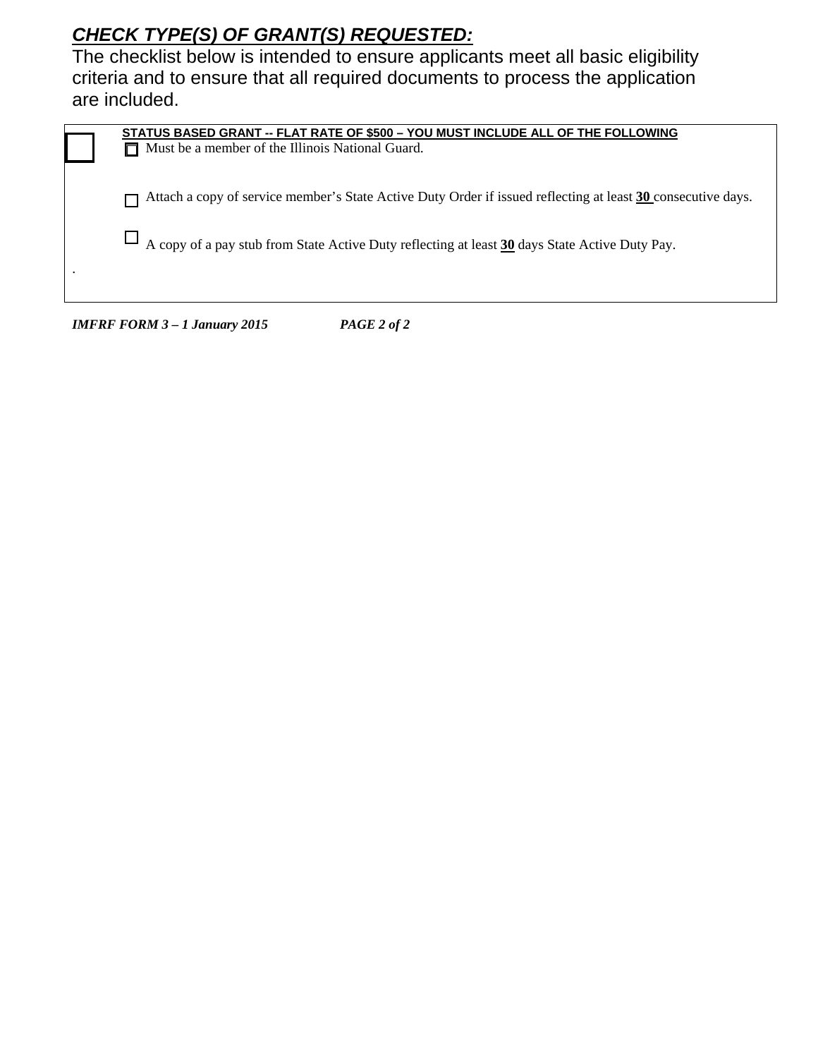## ***CHECK TYPE(S) OF GRANT(S) REQUESTED:***

The checklist below is intended to ensure applicants meet all basic eligibility criteria and to ensure that all required documents to process the application are included.

☐ **STATUS BASED GRANT -- FLAT RATE OF $500 – YOU MUST INCLUDE ALL OF THE FOLLOWING**

- ☐ Must be a member of the Illinois National Guard.
- ☐ Attach a copy of service member's State Active Duty Order if issued reflecting at least **30** consecutive days.
- ☐ A copy of a pay stub from State Active Duty reflecting at least **30** days State Active Duty Pay.

.

***IMFRF FORM 3 – 1 January 2015***